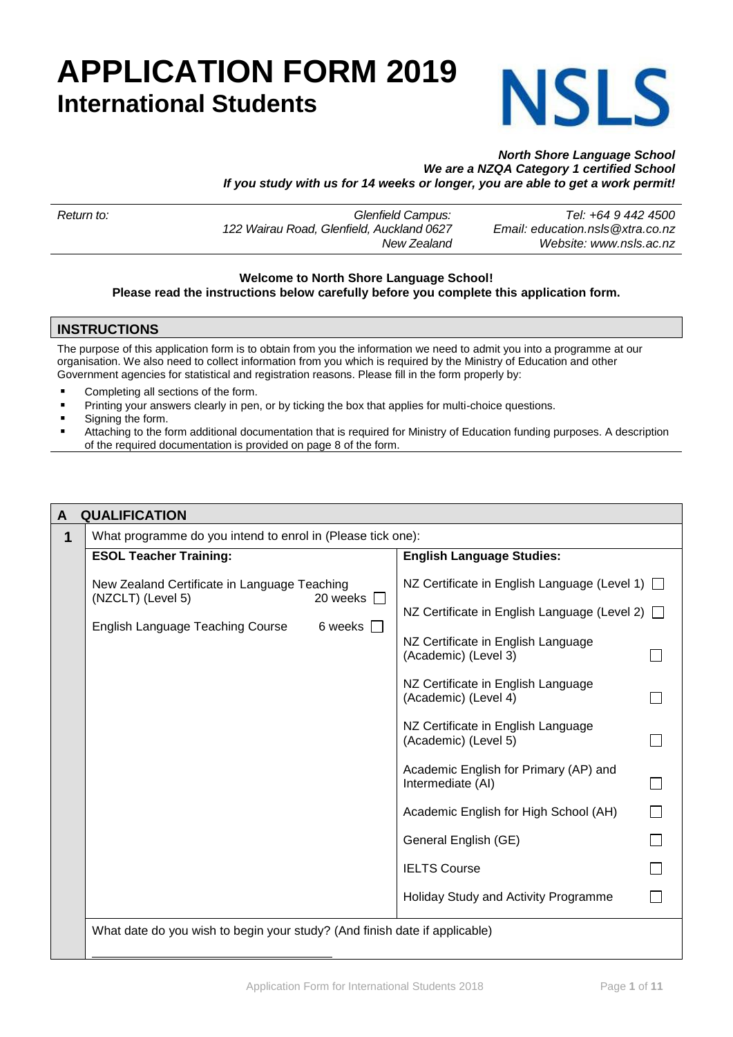# APPLICATION FORM 2019

## International Students

NSLS

***North Shore Language School***
***We are a NZQA Category 1 certified School***
***If you study with us for 14 weeks or longer, you are able to get a work permit!***

| *Return to:* | *Glenfield Campus:*<br>*122 Wairau Road, Glenfield, Auckland 0627*<br>*New Zealand* | *Tel: +64 9 442 4500*<br>*Email: education.nsls@xtra.co.nz*<br>*Website: www.nsls.ac.nz* |
|---|---|---|

**Welcome to North Shore Language School!**
**Please read the instructions below carefully before you complete this application form.**

## INSTRUCTIONS

The purpose of this application form is to obtain from you the information we need to admit you into a programme at our organisation. We also need to collect information from you which is required by the Ministry of Education and other Government agencies for statistical and registration reasons. Please fill in the form properly by:

- Completing all sections of the form.
- Printing your answers clearly in pen, or by ticking the box that applies for multi-choice questions.
- Signing the form.
- Attaching to the form additional documentation that is required for Ministry of Education funding purposes. A description of the required documentation is provided on page 8 of the form.

## A QUALIFICATION

**1** What programme do you intend to enrol in (Please tick one):

| **ESOL Teacher Training:** | | **English Language Studies:** | |
|---|---|---|---|
| New Zealand Certificate in Language Teaching (NZCLT) (Level 5) 20 weeks | ☐ | NZ Certificate in English Language (Level 1) | ☐ |
| English Language Teaching Course 6 weeks | ☐ | NZ Certificate in English Language (Level 2) | ☐ |
| | | NZ Certificate in English Language (Academic) (Level 3) | ☐ |
| | | NZ Certificate in English Language (Academic) (Level 4) | ☐ |
| | | NZ Certificate in English Language (Academic) (Level 5) | ☐ |
| | | Academic English for Primary (AP) and Intermediate (AI) | ☐ |
| | | Academic English for High School (AH) | ☐ |
| | | General English (GE) | ☐ |
| | | IELTS Course | ☐ |
| | | Holiday Study and Activity Programme | ☐ |

What date do you wish to begin your study? (And finish date if applicable)

\_\_\_\_\_\_\_\_\_\_\_\_\_\_\_\_\_\_\_\_\_\_\_\_\_\_\_\_\_\_\_\_\_\_\_\_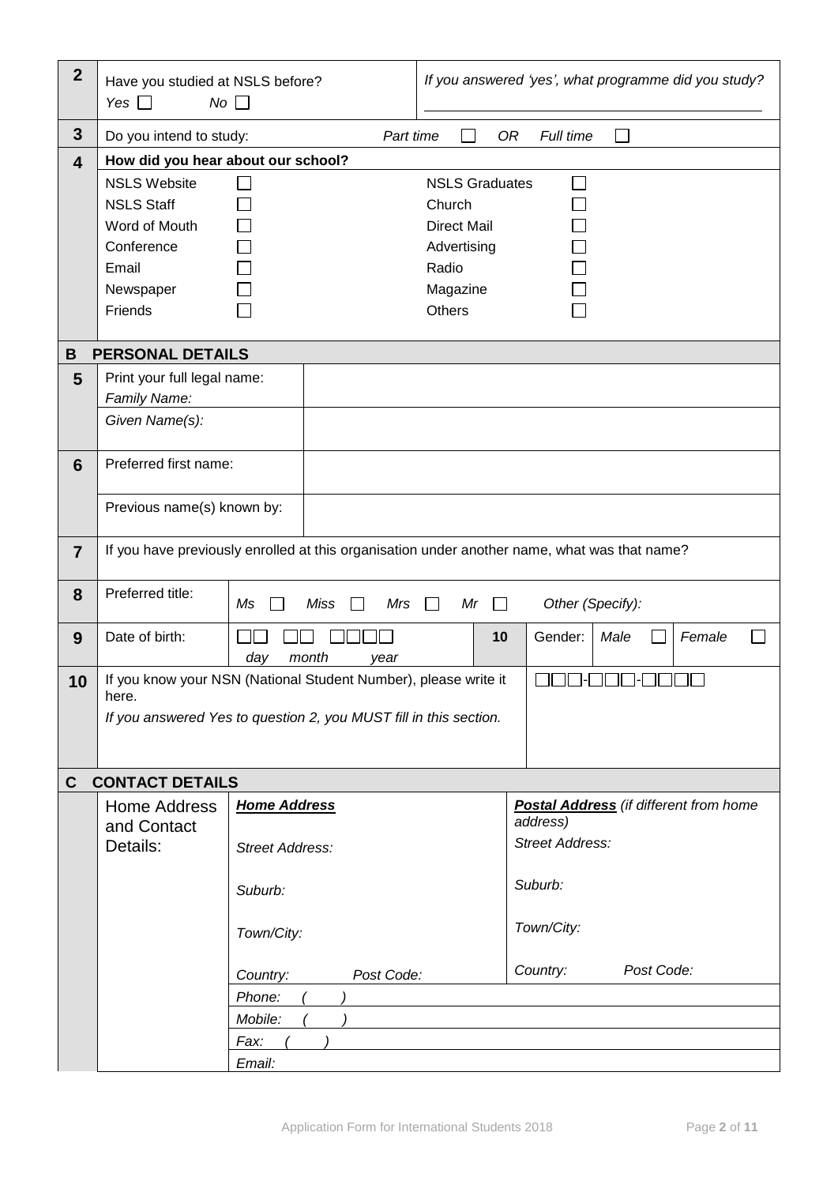| | | | |
|---|---|---|---|
| **2** | Have you studied at NSLS before? *Yes* ☐ *No* ☐ | *If you answered 'yes', what programme did you study?* | |
| **3** | Do you intend to study: *Part time* ☐ *OR* *Full time* ☐ | | |
| **4** | **How did you hear about our school?** | | |
| | NSLS Website ☐ | NSLS Graduates ☐ | |
| | NSLS Staff ☐ | Church ☐ | |
| | Word of Mouth ☐ | Direct Mail ☐ | |
| | Conference ☐ | Advertising ☐ | |
| | Email ☐ | Radio ☐ | |
| | Newspaper ☐ | Magazine ☐ | |
| | Friends ☐ | Others ☐ | |

## B PERSONAL DETAILS

| | | |
|---|---|---|
| **5** | Print your full legal name: *Family Name:* | |
| | *Given Name(s):* | |
| **6** | Preferred first name: | |
| | Previous name(s) known by: | |
| **7** | If you have previously enrolled at this organisation under another name, what was that name? | |
| **8** | Preferred title: | *Ms* ☐ *Miss* ☐ *Mrs* ☐ *Mr* ☐ *Other (Specify):* |
| **9** | Date of birth: ☐☐ ☐☐ ☐☐☐☐ (*day month year*) | **10** Gender: *Male* ☐ *Female* ☐ |
| **10** | If you know your NSN (National Student Number), please write it here. *If you answered Yes to question 2, you MUST fill in this section.* | ☐☐☐-☐☐☐-☐☐☐☐ |

## C CONTACT DETAILS

| | | |
|---|---|---|
| Home Address and Contact Details: | ***Home Address*** | ***Postal Address*** *(if different from home address)* |
| | *Street Address:* | *Street Address:* |
| | *Suburb:* | *Suburb:* |
| | *Town/City:* | *Town/City:* |
| | *Country: Post Code:* | *Country: Post Code:* |
| | *Phone: ( )* | |
| | *Mobile: ( )* | |
| | *Fax: ( )* | |
| | *Email:* | |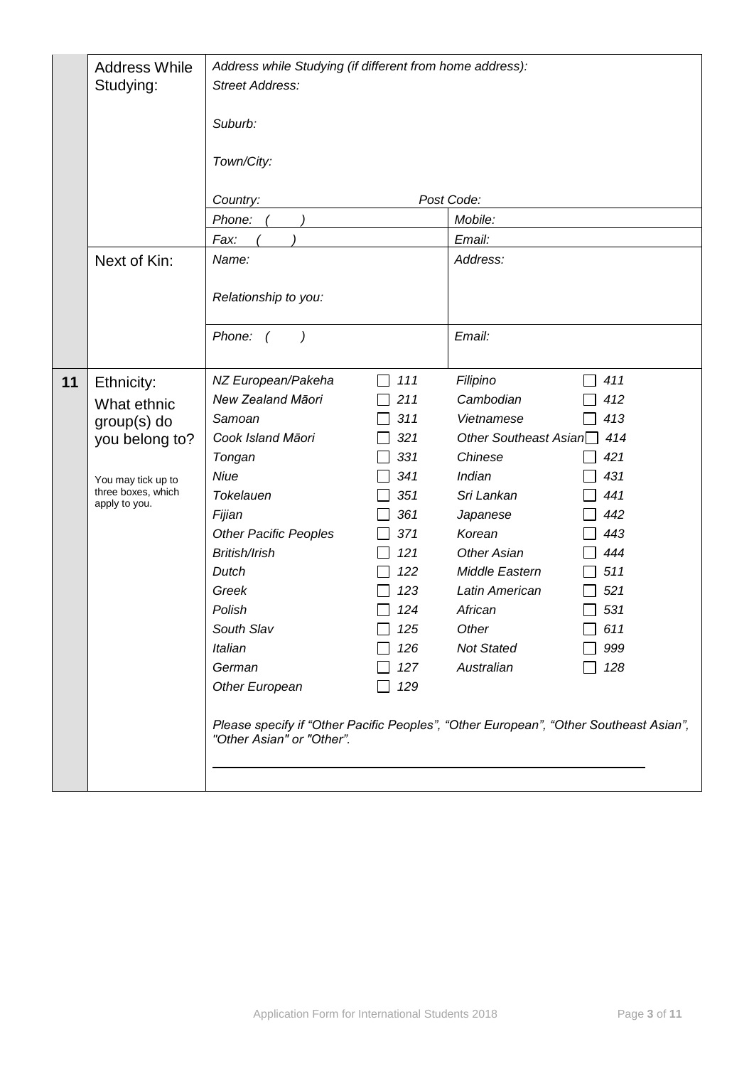| | | | |
|---|---|---|---|
| | **Address While Studying:** | *Address while Studying (if different from home address):*<br>*Street Address:*<br><br>*Suburb:*<br><br>*Town/City:*<br><br>*Country:* *Post Code:* | |
| | | *Phone: ( )* | *Mobile:* |
| | | *Fax: ( )* | *Email:* |
| | **Next of Kin:** | *Name:*<br><br>*Relationship to you:* | *Address:* |
| | | *Phone: ( )* | *Email:* |

**11** **Ethnicity:** What ethnic group(s) do you belong to?

You may tick up to three boxes, which apply to you.

| | | | |
|---|---|---|---|
| *NZ European/Pakeha* | ☐ *111* | *Filipino* | ☐ *411* |
| *New Zealand Māori* | ☐ *211* | *Cambodian* | ☐ *412* |
| *Samoan* | ☐ *311* | *Vietnamese* | ☐ *413* |
| *Cook Island Māori* | ☐ *321* | *Other Southeast Asian* | ☐ *414* |
| *Tongan* | ☐ *331* | *Chinese* | ☐ *421* |
| *Niue* | ☐ *341* | *Indian* | ☐ *431* |
| *Tokelauen* | ☐ *351* | *Sri Lankan* | ☐ *441* |
| *Fijian* | ☐ *361* | *Japanese* | ☐ *442* |
| *Other Pacific Peoples* | ☐ *371* | *Korean* | ☐ *443* |
| *British/Irish* | ☐ *121* | *Other Asian* | ☐ *444* |
| *Dutch* | ☐ *122* | *Middle Eastern* | ☐ *511* |
| *Greek* | ☐ *123* | *Latin American* | ☐ *521* |
| *Polish* | ☐ *124* | *African* | ☐ *531* |
| *South Slav* | ☐ *125* | *Other* | ☐ *611* |
| *Italian* | ☐ *126* | *Not Stated* | ☐ *999* |
| *German* | ☐ *127* | *Australian* | ☐ *128* |
| *Other European* | ☐ *129* | | |

*Please specify if "Other Pacific Peoples", "Other European", "Other Southeast Asian", "Other Asian" or "Other".*

\_\_\_\_\_\_\_\_\_\_\_\_\_\_\_\_\_\_\_\_\_\_\_\_\_\_\_\_\_\_\_\_\_\_\_\_\_\_\_\_\_\_\_\_\_\_\_\_\_\_\_\_\_\_\_\_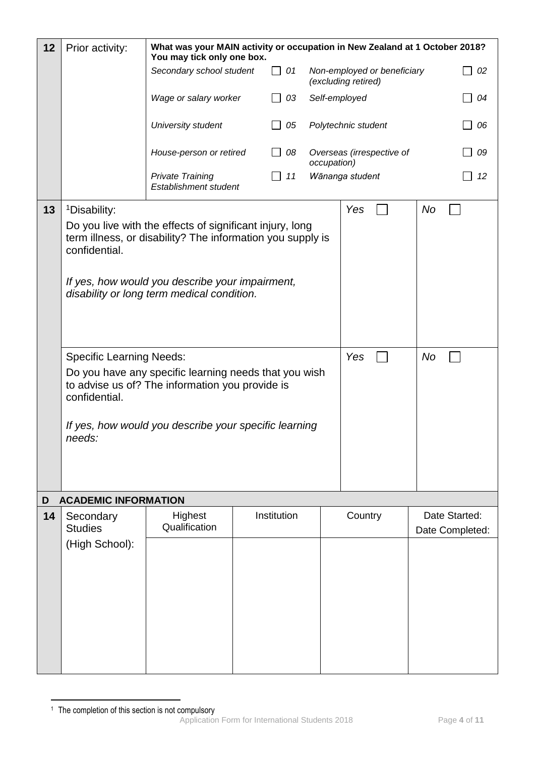| 12 | Prior activity: | **What was your MAIN activity or occupation in New Zealand at 1 October 2018? You may tick only one box.** | | | |
|---|---|---|---|---|---|
| | | *Secondary school student* | ☐ *01* | *Non-employed or beneficiary (excluding retired)* | ☐ *02* |
| | | *Wage or salary worker* | ☐ *03* | *Self-employed* | ☐ *04* |
| | | *University student* | ☐ *05* | *Polytechnic student* | ☐ *06* |
| | | *House-person or retired* | ☐ *08* | *Overseas (irrespective of occupation)* | ☐ *09* |
| | | *Private Training Establishment student* | ☐ *11* | *Wānanga student* | ☐ *12* |

| 13 | Question | | |
|---|---|---|---|
| | [1]Disability:<br>Do you live with the effects of significant injury, long term illness, or disability? The information you supply is confidential.<br><br>*If yes, how would you describe your impairment, disability or long term medical condition.* | *Yes* ☐ | *No* ☐ |
| | Specific Learning Needs:<br>Do you have any specific learning needs that you wish to advise us of? The information you provide is confidential.<br><br>*If yes, how would you describe your specific learning needs:* | *Yes* ☐ | *No* ☐ |

## D ACADEMIC INFORMATION

| 14 | Secondary Studies (High School): | Highest Qualification | Institution | Country | Date Started: Date Completed: |
|---|---|---|---|---|---|
| | | | | | |

[1] The completion of this section is not compulsory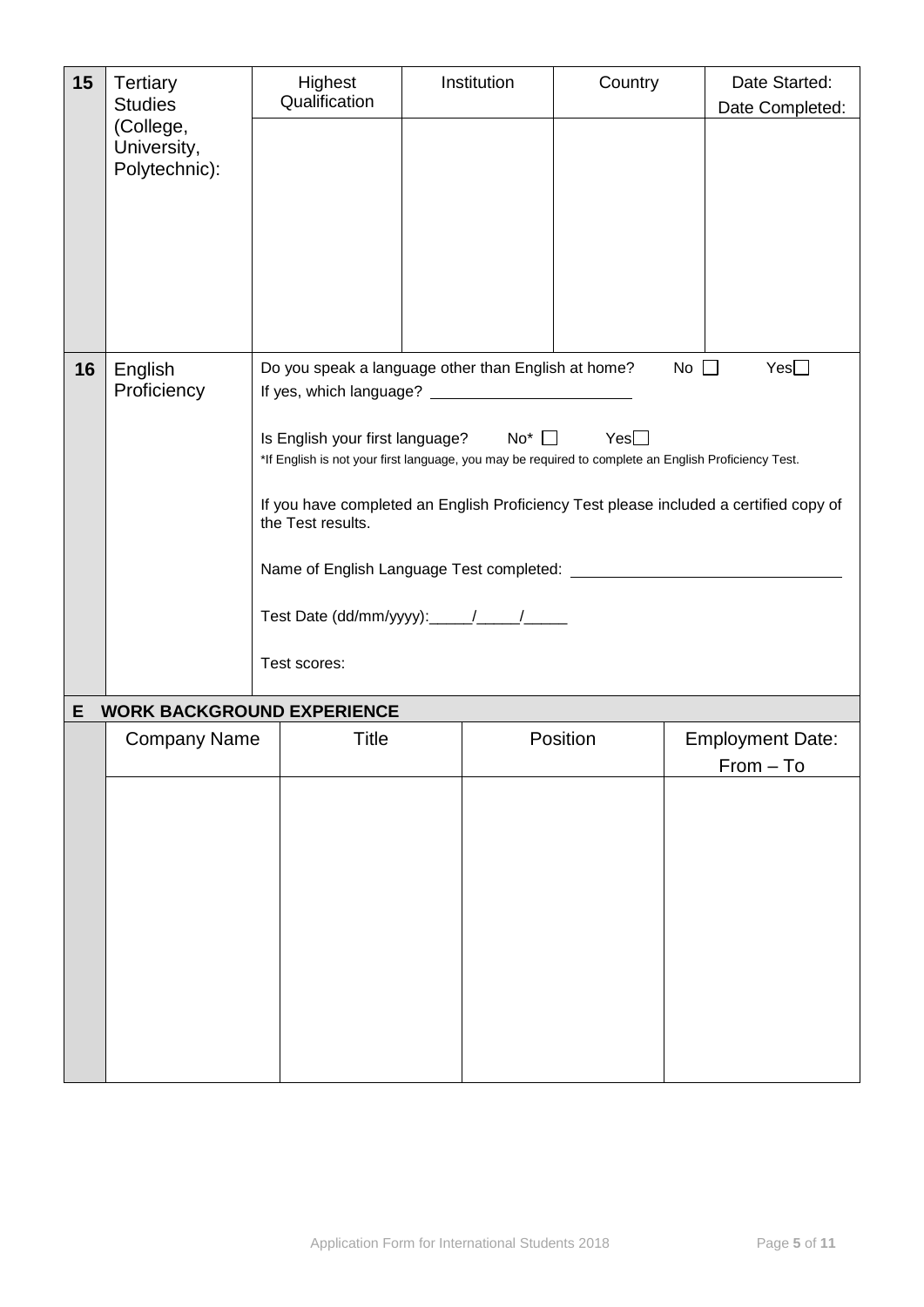| 15 | Tertiary Studies (College, University, Polytechnic): | Highest Qualification | Institution | Country | Date Started: Date Completed: |
|---|---|---|---|---|---|
| | | | | | |

| 16 | English Proficiency | |
|---|---|---|
| | | Do you speak a language other than English at home? No ☐ Yes☐ |
| | | If yes, which language? ________________________ |
| | | Is English your first language? No* ☐ Yes☐ |
| | | *If English is not your first language, you may be required to complete an English Proficiency Test. |
| | | If you have completed an English Proficiency Test please included a certified copy of the Test results. |
| | | Name of English Language Test completed: ______________________________ |
| | | Test Date (dd/mm/yyyy):_____/_____/_____ |
| | | Test scores: |

## E WORK BACKGROUND EXPERIENCE

| Company Name | Title | Position | Employment Date: From – To |
|---|---|---|---|
| | | | |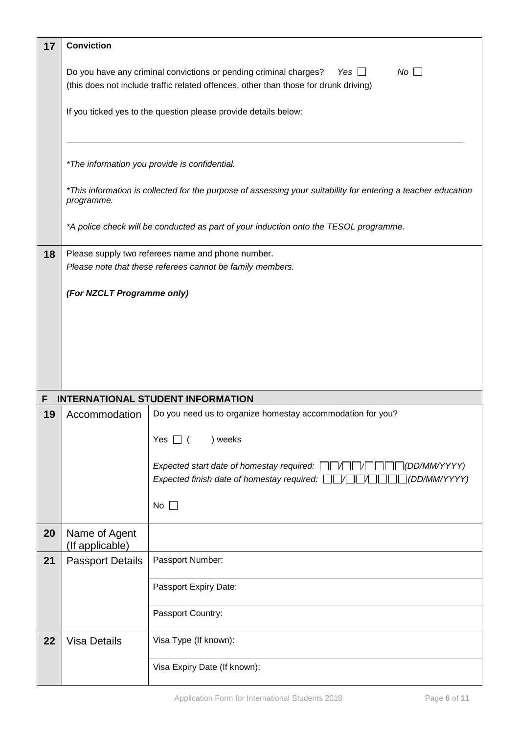| 17 | **Conviction** | |
|---|---|---|
| | Do you have any criminal convictions or pending criminal charges? *Yes* ☐ *No* ☐<br>(this does not include traffic related offences, other than those for drunk driving)<br><br>If you ticked yes to the question please provide details below:<br><br>______________________________________________<br><br>*\*The information you provide is confidential.*<br><br>*\*This information is collected for the purpose of assessing your suitability for entering a teacher education programme.*<br><br>*\*A police check will be conducted as part of your induction onto the TESOL programme.* | |
| 18 | Please supply two referees name and phone number.<br>*Please note that these referees cannot be family members.*<br><br>***(For NZCLT Programme only)*** | |

## F INTERNATIONAL STUDENT INFORMATION

| | | |
|---|---|---|
| 19 | Accommodation | Do you need us to organize homestay accommodation for you?<br><br>Yes ☐ (      ) weeks<br><br>*Expected start date of homestay required:* ☐☐/☐☐/☐☐☐☐ *(DD/MM/YYYY)*<br>*Expected finish date of homestay required:* ☐☐/☐☐/☐☐☐☐ *(DD/MM/YYYY)*<br><br>No ☐ |
| 20 | Name of Agent (If applicable) | |
| 21 | Passport Details | Passport Number: |
| | | Passport Expiry Date: |
| | | Passport Country: |
| 22 | Visa Details | Visa Type (If known): |
| | | Visa Expiry Date (If known): |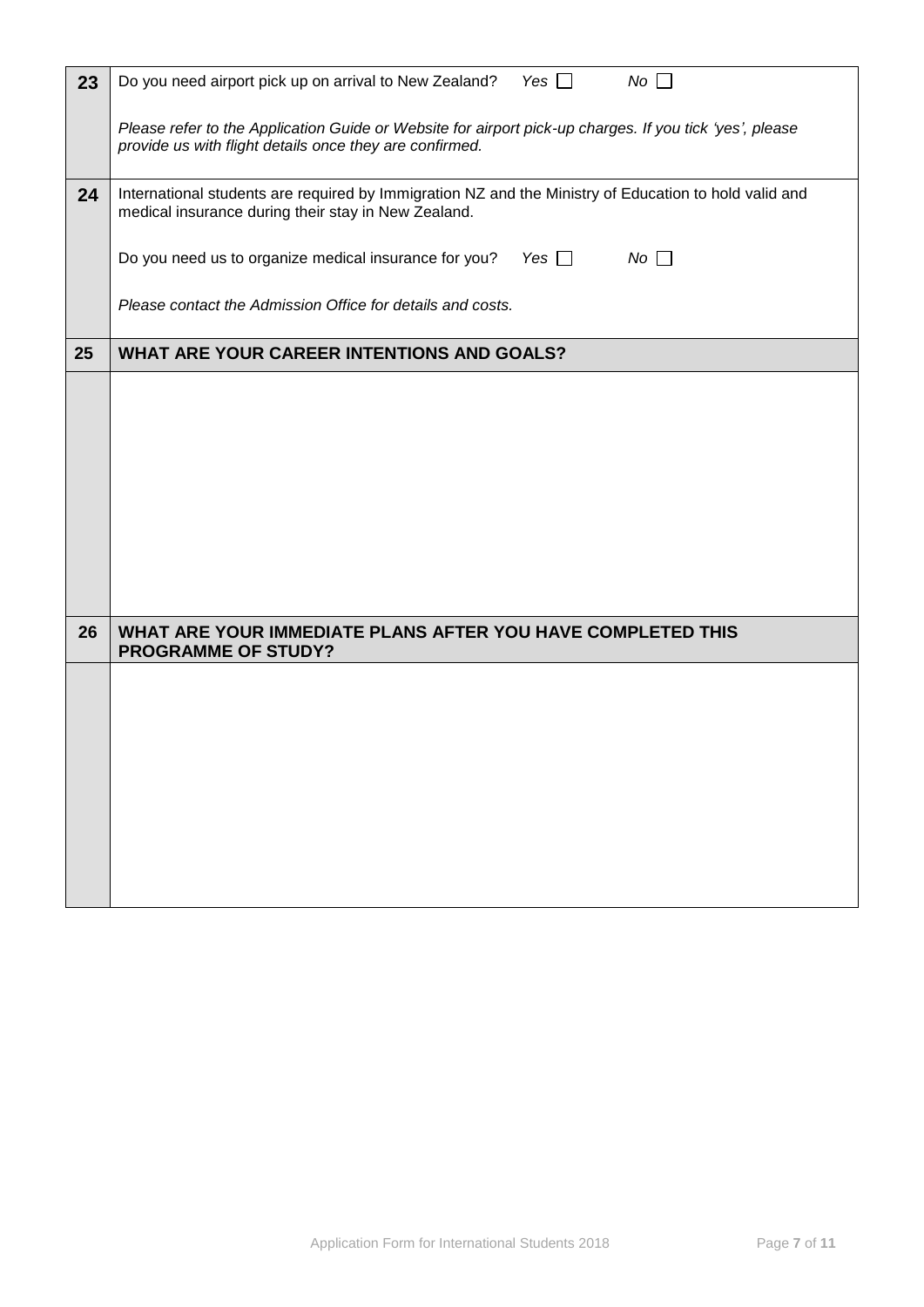| | |
|---|---|
| **23** | Do you need airport pick up on arrival to New Zealand? *Yes* ☐ *No* ☐<br><br>*Please refer to the Application Guide or Website for airport pick-up charges. If you tick 'yes', please provide us with flight details once they are confirmed.* |
| **24** | International students are required by Immigration NZ and the Ministry of Education to hold valid and medical insurance during their stay in New Zealand.<br><br>Do you need us to organize medical insurance for you? *Yes* ☐ *No* ☐<br><br>*Please contact the Admission Office for details and costs.* |
| **25** | **WHAT ARE YOUR CAREER INTENTIONS AND GOALS?** |
| | |
| **26** | **WHAT ARE YOUR IMMEDIATE PLANS AFTER YOU HAVE COMPLETED THIS PROGRAMME OF STUDY?** |
| | |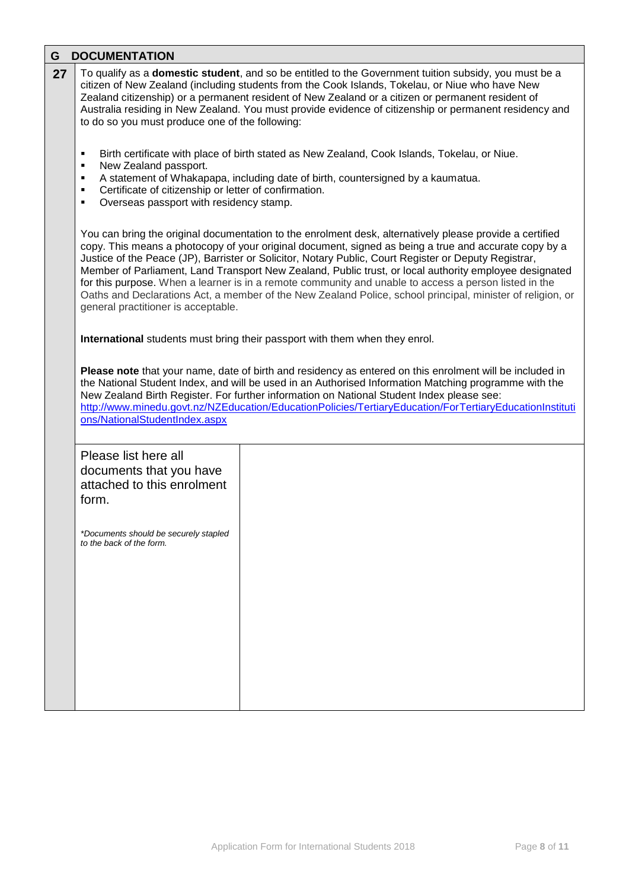## G DOCUMENTATION

**27** To qualify as a **domestic student**, and so be entitled to the Government tuition subsidy, you must be a citizen of New Zealand (including students from the Cook Islands, Tokelau, or Niue who have New Zealand citizenship) or a permanent resident of New Zealand or a citizen or permanent resident of Australia residing in New Zealand. You must provide evidence of citizenship or permanent residency and to do so you must produce one of the following:

- Birth certificate with place of birth stated as New Zealand, Cook Islands, Tokelau, or Niue.
- New Zealand passport.
- A statement of Whakapapa, including date of birth, countersigned by a kaumatua.
- Certificate of citizenship or letter of confirmation.
- Overseas passport with residency stamp.

You can bring the original documentation to the enrolment desk, alternatively please provide a certified copy. This means a photocopy of your original document, signed as being a true and accurate copy by a Justice of the Peace (JP), Barrister or Solicitor, Notary Public, Court Register or Deputy Registrar, Member of Parliament, Land Transport New Zealand, Public trust, or local authority employee designated for this purpose. When a learner is in a remote community and unable to access a person listed in the Oaths and Declarations Act, a member of the New Zealand Police, school principal, minister of religion, or general practitioner is acceptable.

**International** students must bring their passport with them when they enrol.

**Please note** that your name, date of birth and residency as entered on this enrolment will be included in the National Student Index, and will be used in an Authorised Information Matching programme with the New Zealand Birth Register. For further information on National Student Index please see: http://www.minedu.govt.nz/NZEducation/EducationPolicies/TertiaryEducation/ForTertiaryEducationInstitutions/NationalStudentIndex.aspx

| Please list here all documents that you have attached to this enrolment form.<br><br>*\*Documents should be securely stapled to the back of the form.* | |
|---|---|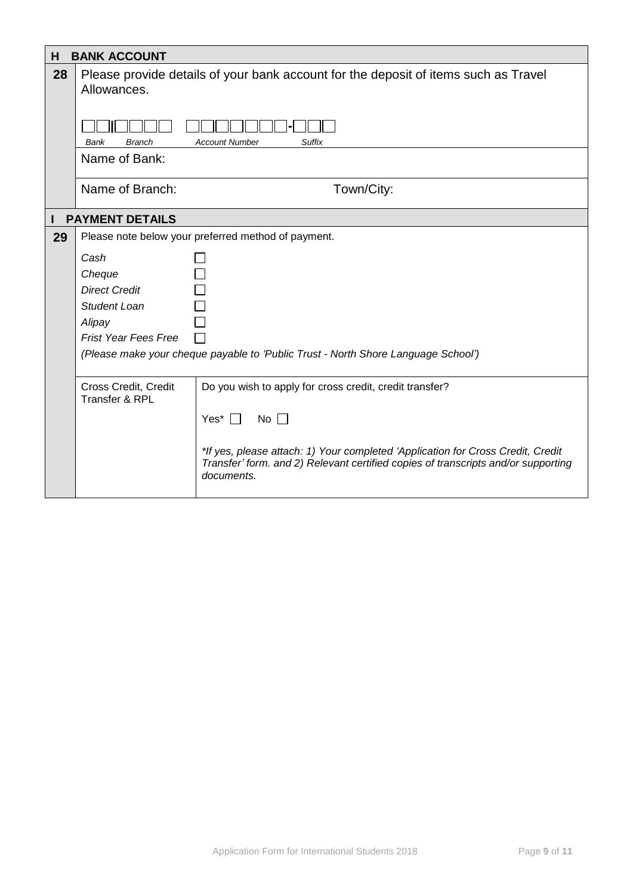## H BANK ACCOUNT

**28** Please provide details of your bank account for the deposit of items such as Travel Allowances.

| Bank | Branch | Account Number | Suffix |
|---|---|---|---|
| ☐☐ | ☐☐☐☐ | ☐☐☐☐☐☐☐ | - ☐☐☐ |

Name of Bank:

Name of Branch: Town/City:

## I PAYMENT DETAILS

**29** Please note below your preferred method of payment.

- *Cash* ☐
- *Cheque* ☐
- *Direct Credit* ☐
- *Student Loan* ☐
- *Alipay* ☐
- *Frist Year Fees Free* ☐

*(Please make your cheque payable to 'Public Trust - North Shore Language School')*

| Cross Credit, Credit Transfer & RPL | Do you wish to apply for cross credit, credit transfer?<br><br>Yes* ☐ No ☐<br><br>*\*If yes, please attach: 1) Your completed 'Application for Cross Credit, Credit Transfer' form. and 2) Relevant certified copies of transcripts and/or supporting documents.* |
|---|---|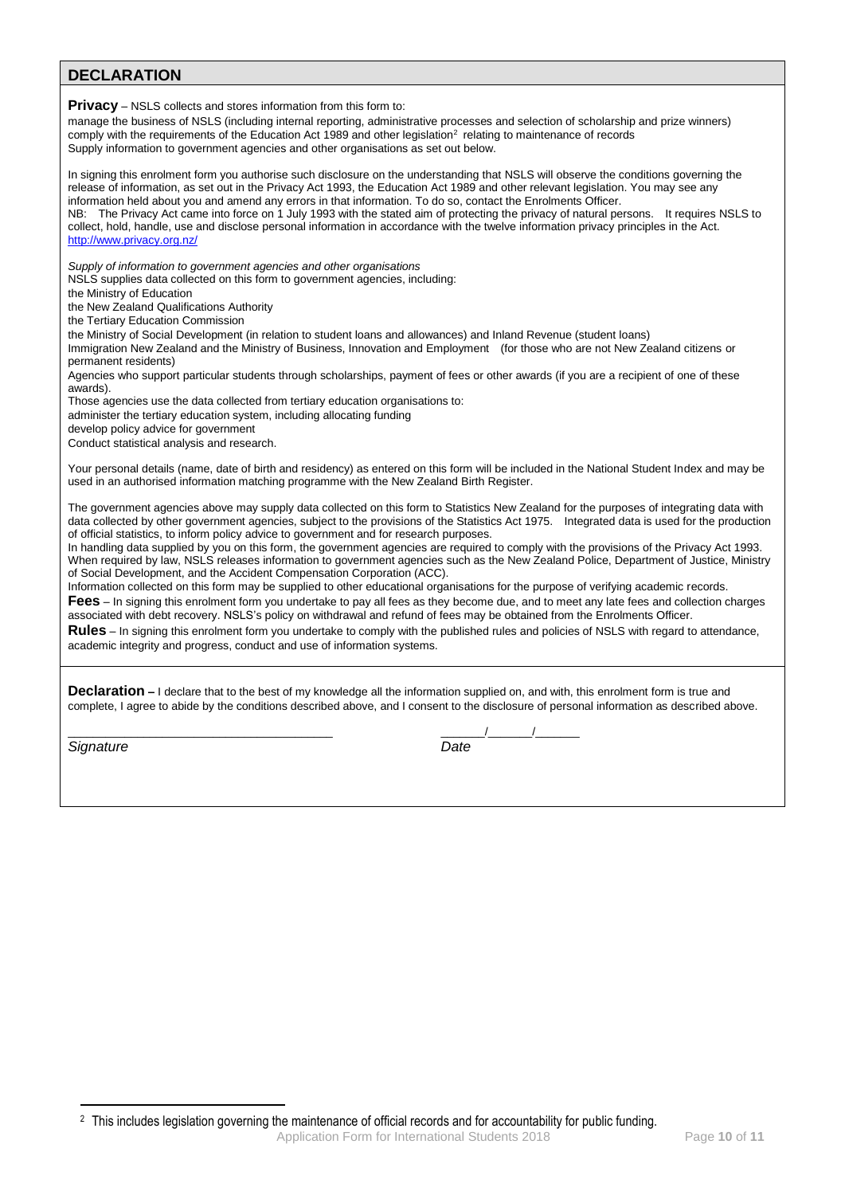## DECLARATION

**Privacy** – NSLS collects and stores information from this form to:

manage the business of NSLS (including internal reporting, administrative processes and selection of scholarship and prize winners)
comply with the requirements of the Education Act 1989 and other legislation[2] relating to maintenance of records
Supply information to government agencies and other organisations as set out below.

In signing this enrolment form you authorise such disclosure on the understanding that NSLS will observe the conditions governing the release of information, as set out in the Privacy Act 1993, the Education Act 1989 and other relevant legislation. You may see any information held about you and amend any errors in that information. To do so, contact the Enrolments Officer.
NB: The Privacy Act came into force on 1 July 1993 with the stated aim of protecting the privacy of natural persons. It requires NSLS to collect, hold, handle, use and disclose personal information in accordance with the twelve information privacy principles in the Act.
http://www.privacy.org.nz/

*Supply of information to government agencies and other organisations*
NSLS supplies data collected on this form to government agencies, including:
the Ministry of Education
the New Zealand Qualifications Authority
the Tertiary Education Commission
the Ministry of Social Development (in relation to student loans and allowances) and Inland Revenue (student loans)
Immigration New Zealand and the Ministry of Business, Innovation and Employment (for those who are not New Zealand citizens or permanent residents)
Agencies who support particular students through scholarships, payment of fees or other awards (if you are a recipient of one of these awards).
Those agencies use the data collected from tertiary education organisations to:
administer the tertiary education system, including allocating funding
develop policy advice for government
Conduct statistical analysis and research.

Your personal details (name, date of birth and residency) as entered on this form will be included in the National Student Index and may be used in an authorised information matching programme with the New Zealand Birth Register.

The government agencies above may supply data collected on this form to Statistics New Zealand for the purposes of integrating data with data collected by other government agencies, subject to the provisions of the Statistics Act 1975. Integrated data is used for the production of official statistics, to inform policy advice to government and for research purposes.
In handling data supplied by you on this form, the government agencies are required to comply with the provisions of the Privacy Act 1993.
When required by law, NSLS releases information to government agencies such as the New Zealand Police, Department of Justice, Ministry of Social Development, and the Accident Compensation Corporation (ACC).
Information collected on this form may be supplied to other educational organisations for the purpose of verifying academic records.

**Fees** – In signing this enrolment form you undertake to pay all fees as they become due, and to meet any late fees and collection charges associated with debt recovery. NSLS's policy on withdrawal and refund of fees may be obtained from the Enrolments Officer.

**Rules** – In signing this enrolment form you undertake to comply with the published rules and policies of NSLS with regard to attendance, academic integrity and progress, conduct and use of information systems.

**Declaration –** I declare that to the best of my knowledge all the information supplied on, and with, this enrolment form is true and complete, I agree to abide by the conditions described above, and I consent to the disclosure of personal information as described above.

_____________________________________ ______/______/______

*Signature* *Date*

---

[2] This includes legislation governing the maintenance of official records and for accountability for public funding.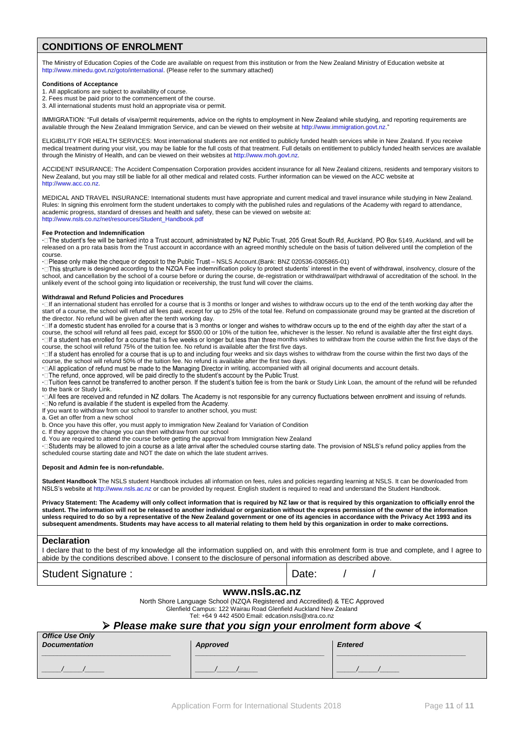## CONDITIONS OF ENROLMENT

The Ministry of Education Copies of the Code are available on request from this institution or from the New Zealand Ministry of Education website at http://www.minedu.govt.nz/goto/international. (Please refer to the summary attached)

**Conditions of Acceptance**

1. All applications are subject to availability of course.
2. Fees must be paid prior to the commencement of the course.
3. All international students must hold an appropriate visa or permit.

IMMIGRATION: "Full details of visa/permit requirements, advice on the rights to employment in New Zealand while studying, and reporting requirements are available through the New Zealand Immigration Service, and can be viewed on their website at http://www.immigration.govt.nz."

ELIGIBILITY FOR HEALTH SERVICES: Most international students are not entitled to publicly funded health services while in New Zealand. If you receive medical treatment during your visit, you may be liable for the full costs of that treatment. Full details on entitlement to publicly funded health services are available through the Ministry of Health, and can be viewed on their websites at http://www.moh.govt.nz.

ACCIDENT INSURANCE: The Accident Compensation Corporation provides accident insurance for all New Zealand citizens, residents and temporary visitors to New Zealand, but you may still be liable for all other medical and related costs. Further information can be viewed on the ACC website at http://www.acc.co.nz.

MEDICAL AND TRAVEL INSURANCE: International students must have appropriate and current medical and travel insurance while studying in New Zealand. Rules: In signing this enrolment form the student undertakes to comply with the published rules and regulations of the Academy with regard to attendance, academic progress, standard of dresses and health and safety, these can be viewed on website at: http://www.nsls.co.nz/net/resources/Student_Handbook.pdf

**Fee Protection and Indemnification**

- The student's fee will be banked into a Trust account, administrated by NZ Public Trust, 205 Great South Rd, Auckland, PO Box 5149, Auckland, and will be released on a pro rata basis from the Trust account in accordance with an agreed monthly schedule on the basis of tuition delivered until the completion of the course.
- Please only make the cheque or deposit to the Public Trust – NSLS Account.(Bank: BNZ 020536-0305865-01)
- This structure is designed according to the NZQA Fee indemnification policy to protect students' interest in the event of withdrawal, insolvency, closure of the school, and cancellation by the school of a course before or during the course, de-registration or withdrawal/part withdrawal of accreditation of the school. In the unlikely event of the school going into liquidation or receivership, the trust fund will cover the claims.

**Withdrawal and Refund Policies and Procedures**

- If an international student has enrolled for a course that is 3 months or longer and wishes to withdraw occurs up to the end of the tenth working day after the start of a course, the school will refund all fees paid, except for up to 25% of the total fee. Refund on compassionate ground may be granted at the discretion of the director. No refund will be given after the tenth working day.
- If a domestic student has enrolled for a course that is 3 months or longer and wishes to withdraw occurs up to the end of the eighth day after the start of a course, the school will refund all fees paid, except for $500.00 or 10% of the tuition fee, whichever is the lesser. No refund is available after the first eight days.
- If a student has enrolled for a course that is five weeks or longer but less than three months wishes to withdraw from the course within the first five days of the course, the school will refund 75% of the tuition fee. No refund is available after the first five days.
- If a student has enrolled for a course that is up to and including four weeks and six days wishes to withdraw from the course within the first two days of the course, the school will refund 50% of the tuition fee. No refund is available after the first two days.
- All application of refund must be made to the Managing Director in writing, accompanied with all original documents and account details.
- The refund, once approved, will be paid directly to the student's account by the Public Trust.
- Tuition fees cannot be transferred to another person. If the student's tuition fee is from the bank or Study Link Loan, the amount of the refund will be refunded to the bank or Study Link.
- All fees are received and refunded in NZ dollars. The Academy is not responsible for any currency fluctuations between enrolment and issuing of refunds.
- No refund is available if the student is expelled from the Academy.

If you want to withdraw from our school to transfer to another school, you must:

a. Get an offer from a new school
b. Once you have this offer, you must apply to immigration New Zealand for Variation of Condition
c. If they approve the change you can then withdraw from our school
d. You are required to attend the course before getting the approval from Immigration New Zealand

- Students may be allowed to join a course as a late arrival after the scheduled course starting date. The provision of NSLS's refund policy applies from the scheduled course starting date and NOT the date on which the late student arrives.

**Deposit and Admin fee is non-refundable.**

**Student Handbook** The NSLS student Handbook includes all information on fees, rules and policies regarding learning at NSLS. It can be downloaded from NSLS's website at http://www.nsls.ac.nz or can be provided by request. English student is required to read and understand the Student Handbook.

**Privacy Statement: The Academy will only collect information that is required by NZ law or that is required by this organization to officially enrol the student. The information will not be released to another individual or organization without the express permission of the owner of the information unless required to do so by a representative of the New Zealand government or one of its agencies in accordance with the Privacy Act 1993 and its subsequent amendments. Students may have access to all material relating to them held by this organization in order to make corrections.**

### Declaration

I declare that to the best of my knowledge all the information supplied on, and with this enrolment form is true and complete, and I agree to abide by the conditions described above. I consent to the disclosure of personal information as described above.

| Student Signature : | Date: / / |
|---|---|

**www.nsls.ac.nz**

North Shore Language School (NZQA Registered and Accredited) & TEC Approved
Glenfield Campus: 122 Wairau Road Glenfield Auckland New Zealand
Tel: +64 9 442 4500 Email: edcation.nsls@xtra.co.nz

***➢ Please make sure that you sign your enrolment form above ➤***

| ***Office Use Only*** ***Documentation*** | ***Approved*** | ***Entered*** |
|---|---|---|
| ______________________ | ______________________ | ______________________ |
| _____/_____/_____ | _____/_____/_____ | _____/_____/_____ |